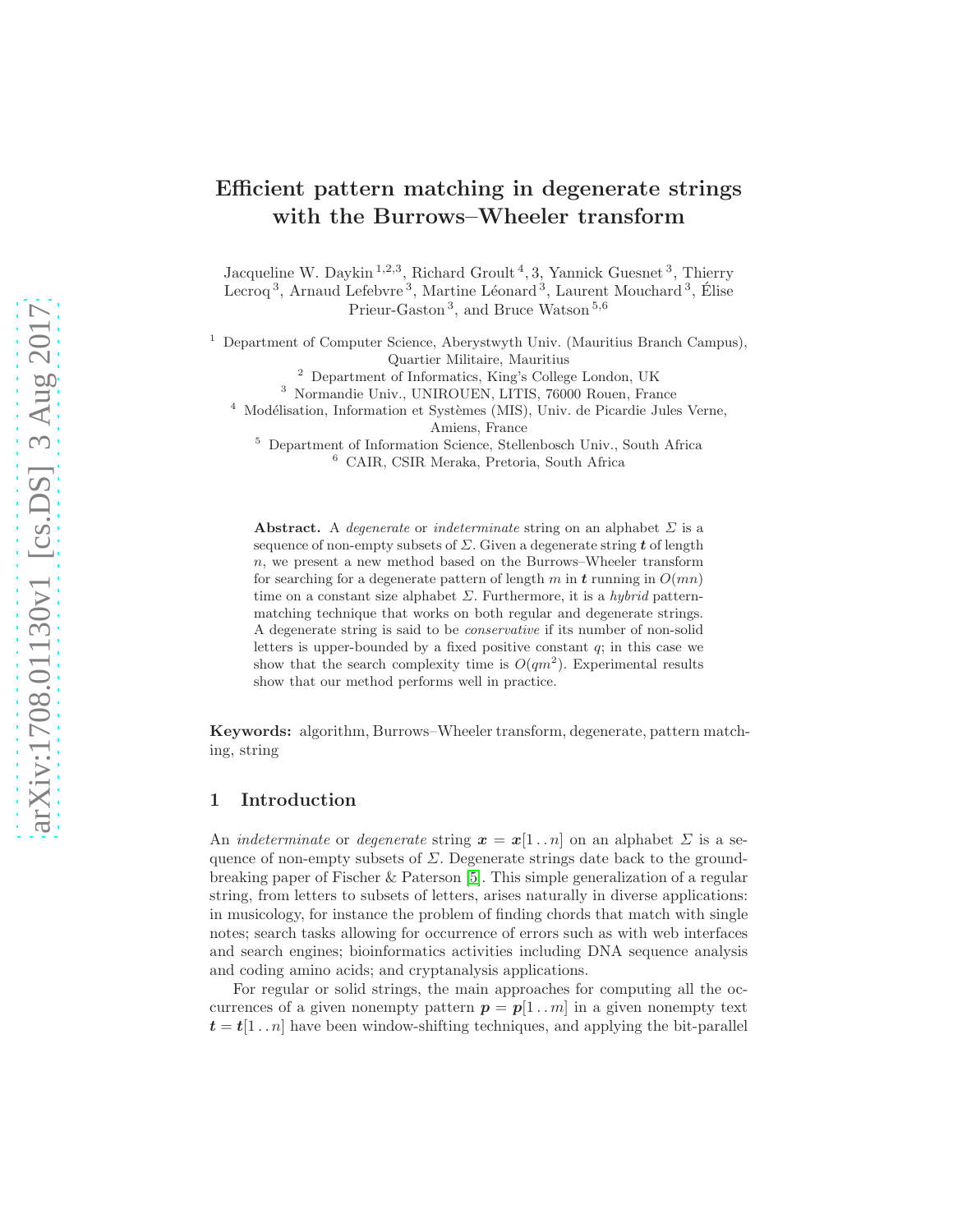# Efficient pattern matching in degenerate strings with the Burrows–Wheeler transform

Jacqueline W. Daykin [1,2,3], Richard Groult [4,3], Yannick Guesnet [3], Thierry Lecroq [3], Arnaud Lefebvre [3], Martine Léonard [3], Laurent Mouchard [3], Élise Prieur-Gaston [3], and Bruce Watson [5,6]

[1] Department of Computer Science, Aberystwyth Univ. (Mauritius Branch Campus), Quartier Militaire, Mauritius

[2] Department of Informatics, King's College London, UK

[3] Normandie Univ., UNIROUEN, LITIS, 76000 Rouen, France

[4] Modélisation, Information et Systèmes (MIS), Univ. de Picardie Jules Verne, Amiens, France

[5] Department of Information Science, Stellenbosch Univ., South Africa

[6] CAIR, CSIR Meraka, Pretoria, South Africa

**Abstract.** A *degenerate* or *indeterminate* string on an alphabet $\Sigma$ is a sequence of non-empty subsets of $\Sigma$. Given a degenerate string $\boldsymbol{t}$ of length $n$, we present a new method based on the Burrows–Wheeler transform for searching for a degenerate pattern of length $m$ in $\boldsymbol{t}$ running in $O(mn)$ time on a constant size alphabet $\Sigma$. Furthermore, it is a *hybrid* pattern-matching technique that works on both regular and degenerate strings. A degenerate string is said to be *conservative* if its number of non-solid letters is upper-bounded by a fixed positive constant $q$; in this case we show that the search complexity time is $O(qm^2)$. Experimental results show that our method performs well in practice.

**Keywords:** algorithm, Burrows–Wheeler transform, degenerate, pattern matching, string

## 1 Introduction

An *indeterminate* or *degenerate* string $\boldsymbol{x} = \boldsymbol{x}[1 \,..\, n]$ on an alphabet $\Sigma$ is a sequence of non-empty subsets of $\Sigma$. Degenerate strings date back to the groundbreaking paper of Fischer & Paterson [5]. This simple generalization of a regular string, from letters to subsets of letters, arises naturally in diverse applications: in musicology, for instance the problem of finding chords that match with single notes; search tasks allowing for occurrence of errors such as with web interfaces and search engines; bioinformatics activities including DNA sequence analysis and coding amino acids; and cryptanalysis applications.

For regular or solid strings, the main approaches for computing all the occurrences of a given nonempty pattern $\boldsymbol{p} = \boldsymbol{p}[1 \,..\, m]$ in a given nonempty text $\boldsymbol{t} = \boldsymbol{t}[1 \,..\, n]$ have been window-shifting techniques, and applying the bit-parallel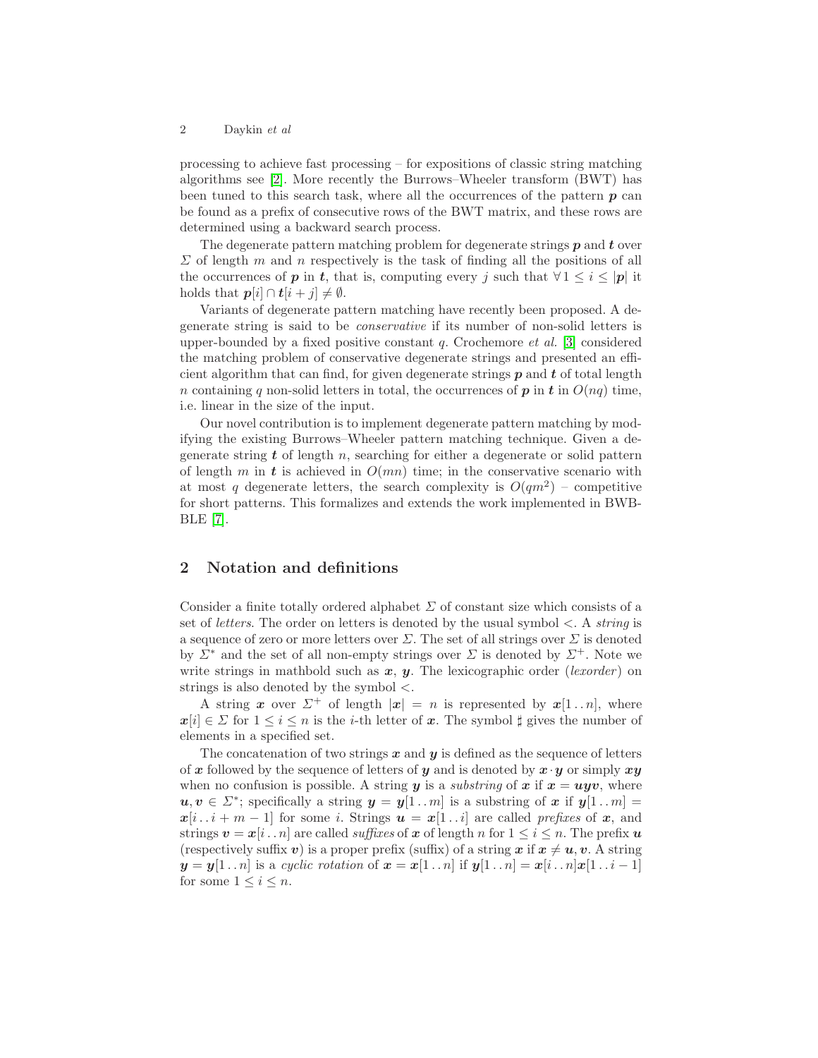processing to achieve fast processing – for expositions of classic string matching algorithms see [2]. More recently the Burrows–Wheeler transform (BWT) has been tuned to this search task, where all the occurrences of the pattern $\boldsymbol{p}$ can be found as a prefix of consecutive rows of the BWT matrix, and these rows are determined using a backward search process.

The degenerate pattern matching problem for degenerate strings $\boldsymbol{p}$ and $\boldsymbol{t}$ over $\Sigma$ of length $m$ and $n$ respectively is the task of finding all the positions of all the occurrences of $\boldsymbol{p}$ in $\boldsymbol{t}$, that is, computing every $j$ such that $\forall\, 1 \le i \le |\boldsymbol{p}|$ it holds that $\boldsymbol{p}[i] \cap \boldsymbol{t}[i+j] \neq \emptyset$.

Variants of degenerate pattern matching have recently been proposed. A degenerate string is said to be *conservative* if its number of non-solid letters is upper-bounded by a fixed positive constant $q$. Crochemore *et al.* [3] considered the matching problem of conservative degenerate strings and presented an efficient algorithm that can find, for given degenerate strings $\boldsymbol{p}$ and $\boldsymbol{t}$ of total length $n$ containing $q$ non-solid letters in total, the occurrences of $\boldsymbol{p}$ in $\boldsymbol{t}$ in $O(nq)$ time, i.e. linear in the size of the input.

Our novel contribution is to implement degenerate pattern matching by modifying the existing Burrows–Wheeler pattern matching technique. Given a degenerate string $\boldsymbol{t}$ of length $n$, searching for either a degenerate or solid pattern of length $m$ in $\boldsymbol{t}$ is achieved in $O(mn)$ time; in the conservative scenario with at most $q$ degenerate letters, the search complexity is $O(qm^2)$ – competitive for short patterns. This formalizes and extends the work implemented in BWBBLE [7].

## 2 Notation and definitions

Consider a finite totally ordered alphabet $\Sigma$ of constant size which consists of a set of *letters*. The order on letters is denoted by the usual symbol $<$. A *string* is a sequence of zero or more letters over $\Sigma$. The set of all strings over $\Sigma$ is denoted by $\Sigma^*$ and the set of all non-empty strings over $\Sigma$ is denoted by $\Sigma^+$. Note we write strings in mathbold such as $\boldsymbol{x}$, $\boldsymbol{y}$. The lexicographic order (*lexorder*) on strings is also denoted by the symbol $<$.

A string $\boldsymbol{x}$ over $\Sigma^+$ of length $|\boldsymbol{x}| = n$ is represented by $\boldsymbol{x}[1\,..\,n]$, where $\boldsymbol{x}[i] \in \Sigma$ for $1 \le i \le n$ is the $i$-th letter of $\boldsymbol{x}$. The symbol $\sharp$ gives the number of elements in a specified set.

The concatenation of two strings $\boldsymbol{x}$ and $\boldsymbol{y}$ is defined as the sequence of letters of $\boldsymbol{x}$ followed by the sequence of letters of $\boldsymbol{y}$ and is denoted by $\boldsymbol{x} \cdot \boldsymbol{y}$ or simply $\boldsymbol{xy}$ when no confusion is possible. A string $\boldsymbol{y}$ is a *substring* of $\boldsymbol{x}$ if $\boldsymbol{x} = \boldsymbol{uyv}$, where $\boldsymbol{u}, \boldsymbol{v} \in \Sigma^*$; specifically a string $\boldsymbol{y} = \boldsymbol{y}[1\,..\,m]$ is a substring of $\boldsymbol{x}$ if $\boldsymbol{y}[1\,..\,m] = \boldsymbol{x}[i\,..\,i+m-1]$ for some $i$. Strings $\boldsymbol{u} = \boldsymbol{x}[1\,..\,i]$ are called *prefixes* of $\boldsymbol{x}$, and strings $\boldsymbol{v} = \boldsymbol{x}[i\,..\,n]$ are called *suffixes* of $\boldsymbol{x}$ of length $n$ for $1 \le i \le n$. The prefix $\boldsymbol{u}$ (respectively suffix $\boldsymbol{v}$) is a proper prefix (suffix) of a string $\boldsymbol{x}$ if $\boldsymbol{x} \neq \boldsymbol{u}, \boldsymbol{v}$. A string $\boldsymbol{y} = \boldsymbol{y}[1\,..\,n]$ is a *cyclic rotation* of $\boldsymbol{x} = \boldsymbol{x}[1\,..\,n]$ if $\boldsymbol{y}[1\,..\,n] = \boldsymbol{x}[i\,..\,n]\boldsymbol{x}[1\,..\,i-1]$ for some $1 \le i \le n$.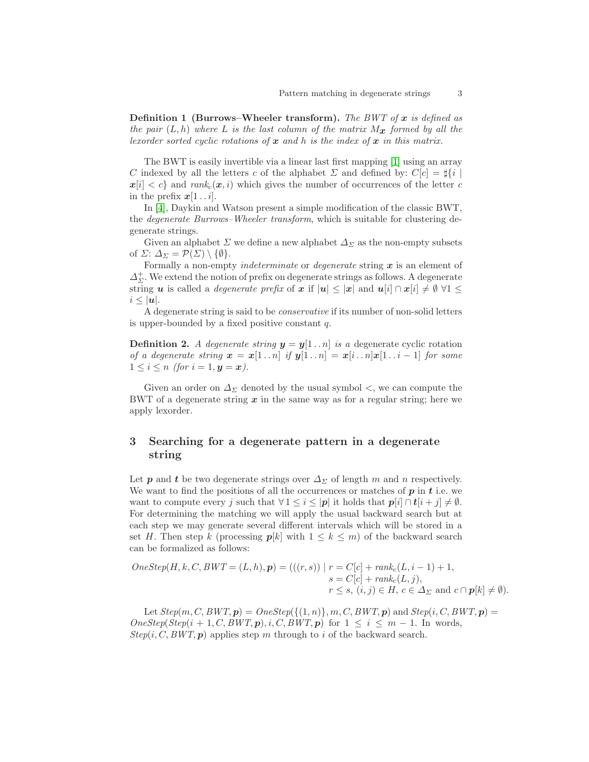**Definition 1 (Burrows–Wheeler transform).** *The BWT of $\boldsymbol{x}$ is defined as the pair $(L, h)$ where $L$ is the last column of the matrix $M_{\boldsymbol{x}}$ formed by all the lexorder sorted cyclic rotations of $\boldsymbol{x}$ and $h$ is the index of $\boldsymbol{x}$ in this matrix.*

The BWT is easily invertible via a linear last first mapping [1] using an array $C$ indexed by all the letters $c$ of the alphabet $\Sigma$ and defined by: $C[c] = \sharp\{i \mid \boldsymbol{x}[i] < c\}$ and $rank_c(\boldsymbol{x}, i)$ which gives the number of occurrences of the letter $c$ in the prefix $\boldsymbol{x}[1 \,..\, i]$.

In [4], Daykin and Watson present a simple modification of the classic BWT, the *degenerate Burrows–Wheeler transform*, which is suitable for clustering degenerate strings.

Given an alphabet $\Sigma$ we define a new alphabet $\Delta_\Sigma$ as the non-empty subsets of $\Sigma$: $\Delta_\Sigma = \mathcal{P}(\Sigma) \setminus \{\emptyset\}$.

Formally a non-empty *indeterminate* or *degenerate* string $\boldsymbol{x}$ is an element of $\Delta_\Sigma^+$. We extend the notion of prefix on degenerate strings as follows. A degenerate string $\boldsymbol{u}$ is called a *degenerate prefix* of $\boldsymbol{x}$ if $|\boldsymbol{u}| \leq |\boldsymbol{x}|$ and $\boldsymbol{u}[i] \cap \boldsymbol{x}[i] \neq \emptyset \ \forall 1 \leq i \leq |\boldsymbol{u}|$.

A degenerate string is said to be *conservative* if its number of non-solid letters is upper-bounded by a fixed positive constant $q$.

**Definition 2.** *A degenerate string $\boldsymbol{y} = \boldsymbol{y}[1 \,..\, n]$ is a* degenerate cyclic rotation *of a degenerate string $\boldsymbol{x} = \boldsymbol{x}[1 \,..\, n]$ if $\boldsymbol{y}[1 \,..\, n] = \boldsymbol{x}[i \,..\, n]\boldsymbol{x}[1 \,..\, i-1]$ for some $1 \leq i \leq n$ (for $i = 1, \boldsymbol{y} = \boldsymbol{x}$).*

Given an order on $\Delta_\Sigma$ denoted by the usual symbol $<$, we can compute the BWT of a degenerate string $\boldsymbol{x}$ in the same way as for a regular string; here we apply lexorder.

## 3 Searching for a degenerate pattern in a degenerate string

Let $\boldsymbol{p}$ and $\boldsymbol{t}$ be two degenerate strings over $\Delta_\Sigma$ of length $m$ and $n$ respectively. We want to find the positions of all the occurrences or matches of $\boldsymbol{p}$ in $\boldsymbol{t}$ i.e. we want to compute every $j$ such that $\forall\, 1 \leq i \leq |\boldsymbol{p}|$ it holds that $\boldsymbol{p}[i] \cap \boldsymbol{t}[i+j] \neq \emptyset$. For determining the matching we will apply the usual backward search but at each step we may generate several different intervals which will be stored in a set $H$. Then step $k$ (processing $\boldsymbol{p}[k]$ with $1 \leq k \leq m$) of the backward search can be formalized as follows:

$$\begin{aligned} OneStep(H, k, C, BWT = (L, h), \boldsymbol{p}) = (((r, s)) \mid\ & r = C[c] + rank_c(L, i-1) + 1, \\ & s = C[c] + rank_c(L, j), \\ & r \leq s,\ (i, j) \in H,\ c \in \Delta_\Sigma \text{ and } c \cap \boldsymbol{p}[k] \neq \emptyset). \end{aligned}$$

Let $Step(m, C, BWT, \boldsymbol{p}) = OneStep(\{(1, n)\}, m, C, BWT, \boldsymbol{p})$ and $Step(i, C, BWT, \boldsymbol{p}) = OneStep(Step(i+1, C, BWT, \boldsymbol{p}), i, C, BWT, \boldsymbol{p})$ for $1 \leq i \leq m-1$. In words, $Step(i, C, BWT, \boldsymbol{p})$ applies step $m$ through to $i$ of the backward search.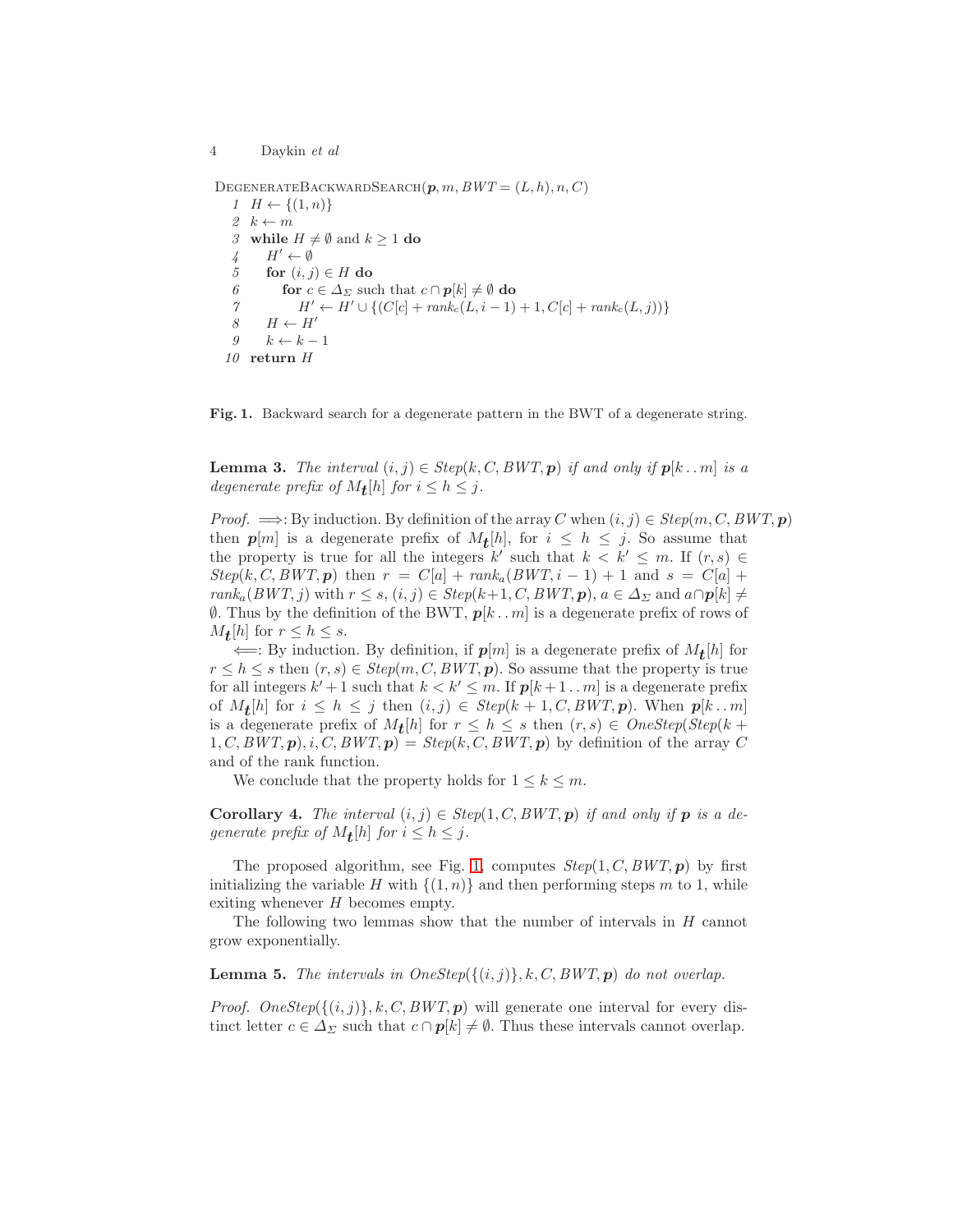```
DegenerateBackwardSearch(p, m, BWT = (L, h), n, C)
 1  H ← {(1, n)}
 2  k ← m
 3  while H ≠ ∅ and k ≥ 1 do
 4     H' ← ∅
 5     for (i, j) ∈ H do
 6        for c ∈ Δ_Σ such that c ∩ p[k] ≠ ∅ do
 7           H' ← H' ∪ {(C[c] + rank_c(L, i − 1) + 1, C[c] + rank_c(L, j))}
 8     H ← H'
 9     k ← k − 1
10  return H
```

**Fig. 1.** Backward search for a degenerate pattern in the BWT of a degenerate string.

**Lemma 3.** *The interval* $(i, j) \in Step(k, C, BWT, \boldsymbol{p})$ *if and only if* $\boldsymbol{p}[k\,.\,.\,m]$ *is a degenerate prefix of* $M_{\boldsymbol{t}}[h]$ *for* $i \leq h \leq j$.

*Proof.* $\Longrightarrow$: By induction. By definition of the array $C$ when $(i, j) \in Step(m, C, BWT, \boldsymbol{p})$ then $\boldsymbol{p}[m]$ is a degenerate prefix of $M_{\boldsymbol{t}}[h]$, for $i \leq h \leq j$. So assume that the property is true for all the integers $k'$ such that $k < k' \leq m$. If $(r, s) \in Step(k, C, BWT, \boldsymbol{p})$ then $r = C[a] + rank_a(BWT, i-1) + 1$ and $s = C[a] + rank_a(BWT, j)$ with $r \leq s$, $(i, j) \in Step(k+1, C, BWT, \boldsymbol{p})$, $a \in \Delta_\Sigma$ and $a \cap \boldsymbol{p}[k] \neq \emptyset$. Thus by the definition of the BWT, $\boldsymbol{p}[k\,.\,.\,m]$ is a degenerate prefix of rows of $M_{\boldsymbol{t}}[h]$ for $r \leq h \leq s$.

$\Longleftarrow$: By induction. By definition, if $\boldsymbol{p}[m]$ is a degenerate prefix of $M_{\boldsymbol{t}}[h]$ for $r \leq h \leq s$ then $(r, s) \in Step(m, C, BWT, \boldsymbol{p})$. So assume that the property is true for all integers $k'+1$ such that $k < k' \leq m$. If $\boldsymbol{p}[k+1\,.\,.\,m]$ is a degenerate prefix of $M_{\boldsymbol{t}}[h]$ for $i \leq h \leq j$ then $(i, j) \in Step(k+1, C, BWT, \boldsymbol{p})$. When $\boldsymbol{p}[k\,.\,.\,m]$ is a degenerate prefix of $M_{\boldsymbol{t}}[h]$ for $r \leq h \leq s$ then $(r, s) \in OneStep(Step(k+1, C, BWT, \boldsymbol{p}), i, C, BWT, \boldsymbol{p}) = Step(k, C, BWT, \boldsymbol{p})$ by definition of the array $C$ and of the rank function.

We conclude that the property holds for $1 \leq k \leq m$.

**Corollary 4.** *The interval* $(i, j) \in Step(1, C, BWT, \boldsymbol{p})$ *if and only if* $\boldsymbol{p}$ *is a degenerate prefix of* $M_{\boldsymbol{t}}[h]$ *for* $i \leq h \leq j$.

The proposed algorithm, see Fig. 1, computes $Step(1, C, BWT, \boldsymbol{p})$ by first initializing the variable $H$ with $\{(1, n)\}$ and then performing steps $m$ to 1, while exiting whenever $H$ becomes empty.

The following two lemmas show that the number of intervals in $H$ cannot grow exponentially.

**Lemma 5.** *The intervals in* $OneStep(\{(i, j)\}, k, C, BWT, \boldsymbol{p})$ *do not overlap.*

*Proof.* $OneStep(\{(i, j)\}, k, C, BWT, \boldsymbol{p})$ will generate one interval for every distinct letter $c \in \Delta_\Sigma$ such that $c \cap \boldsymbol{p}[k] \neq \emptyset$. Thus these intervals cannot overlap.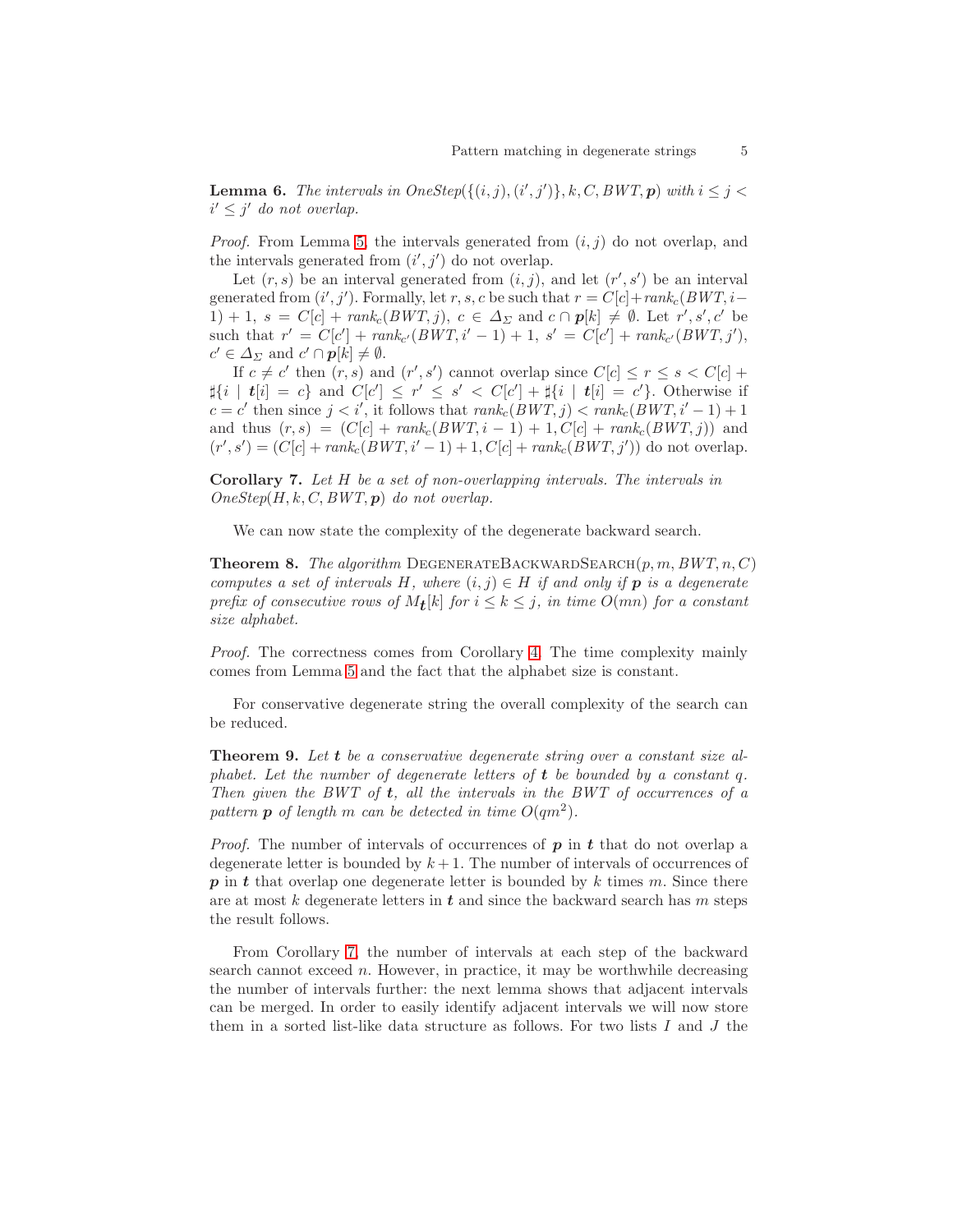**Lemma 6.** *The intervals in $OneStep(\{(i,j),(i',j')\}, k, C, BWT, \boldsymbol{p})$ with $i \le j < i' \le j'$ do not overlap.*

*Proof.* From Lemma 5, the intervals generated from $(i,j)$ do not overlap, and the intervals generated from $(i',j')$ do not overlap.

Let $(r,s)$ be an interval generated from $(i,j)$, and let $(r',s')$ be an interval generated from $(i',j')$. Formally, let $r, s, c$ be such that $r = C[c] + rank_c(BWT, i-1)+1$, $s = C[c] + rank_c(BWT, j)$, $c \in \Delta_\Sigma$ and $c \cap \boldsymbol{p}[k] \neq \emptyset$. Let $r', s', c'$ be such that $r' = C[c'] + rank_{c'}(BWT, i'-1)+1$, $s' = C[c'] + rank_{c'}(BWT, j')$, $c' \in \Delta_\Sigma$ and $c' \cap \boldsymbol{p}[k] \neq \emptyset$.

If $c \neq c'$ then $(r,s)$ and $(r',s')$ cannot overlap since $C[c] \le r \le s < C[c] + \sharp\{i \mid \boldsymbol{t}[i] = c\}$ and $C[c'] \le r' \le s' < C[c'] + \sharp\{i \mid \boldsymbol{t}[i] = c'\}$. Otherwise if $c = c'$ then since $j < i'$, it follows that $rank_c(BWT, j) < rank_c(BWT, i'-1)+1$ and thus $(r,s) = (C[c] + rank_c(BWT, i-1)+1, C[c] + rank_c(BWT, j))$ and $(r',s') = (C[c] + rank_c(BWT, i'-1)+1, C[c] + rank_c(BWT, j'))$ do not overlap.

**Corollary 7.** *Let $H$ be a set of non-overlapping intervals. The intervals in $OneStep(H, k, C, BWT, \boldsymbol{p})$ do not overlap.*

We can now state the complexity of the degenerate backward search.

**Theorem 8.** *The algorithm* DegenerateBackwardSearch$(p, m, BWT, n, C)$ *computes a set of intervals $H$, where $(i,j) \in H$ if and only if $\boldsymbol{p}$ is a degenerate prefix of consecutive rows of $M_{\boldsymbol{t}}[k]$ for $i \le k \le j$, in time $O(mn)$ for a constant size alphabet.*

*Proof.* The correctness comes from Corollary 4. The time complexity mainly comes from Lemma 5 and the fact that the alphabet size is constant.

For conservative degenerate string the overall complexity of the search can be reduced.

**Theorem 9.** *Let $\boldsymbol{t}$ be a conservative degenerate string over a constant size alphabet. Let the number of degenerate letters of $\boldsymbol{t}$ be bounded by a constant $q$. Then given the BWT of $\boldsymbol{t}$, all the intervals in the BWT of occurrences of a pattern $\boldsymbol{p}$ of length $m$ can be detected in time $O(qm^2)$.*

*Proof.* The number of intervals of occurrences of $\boldsymbol{p}$ in $\boldsymbol{t}$ that do not overlap a degenerate letter is bounded by $k+1$. The number of intervals of occurrences of $\boldsymbol{p}$ in $\boldsymbol{t}$ that overlap one degenerate letter is bounded by $k$ times $m$. Since there are at most $k$ degenerate letters in $\boldsymbol{t}$ and since the backward search has $m$ steps the result follows.

From Corollary 7, the number of intervals at each step of the backward search cannot exceed $n$. However, in practice, it may be worthwhile decreasing the number of intervals further: the next lemma shows that adjacent intervals can be merged. In order to easily identify adjacent intervals we will now store them in a sorted list-like data structure as follows. For two lists $I$ and $J$ the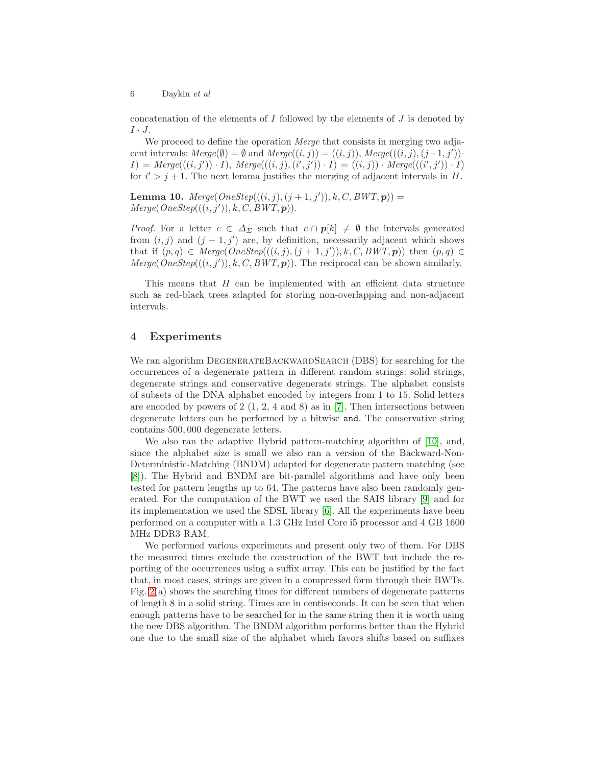concatenation of the elements of $I$ followed by the elements of $J$ is denoted by $I \cdot J$.

We proceed to define the operation *Merge* that consists in merging two adjacent intervals: $Merge(\emptyset) = \emptyset$ and $Merge((i,j)) = ((i,j))$, $Merge(((i,j),(j{+}1,j')) \cdot I) = Merge(((i,j')) \cdot I)$, $Merge(((i,j),(i',j')) \cdot I) = ((i,j)) \cdot Merge(((i',j')) \cdot I)$ for $i' > j+1$. The next lemma justifies the merging of adjacent intervals in $H$.

**Lemma 10.** $Merge(OneStep(((i,j),(j+1,j')),k,C,BWT,\boldsymbol{p})) = Merge(OneStep(((i,j')),k,C,BWT,\boldsymbol{p}))$.

*Proof.* For a letter $c \in \Delta_\Sigma$ such that $c \cap \boldsymbol{p}[k] \neq \emptyset$ the intervals generated from $(i,j)$ and $(j+1,j')$ are, by definition, necessarily adjacent which shows that if $(p,q) \in Merge(OneStep(((i,j),(j+1,j')),k,C,BWT,\boldsymbol{p}))$ then $(p,q) \in Merge(OneStep(((i,j')),k,C,BWT,\boldsymbol{p}))$. The reciprocal can be shown similarly.

This means that $H$ can be implemented with an efficient data structure such as red-black trees adapted for storing non-overlapping and non-adjacent intervals.

## 4 Experiments

We ran algorithm DegenerateBackwardSearch (DBS) for searching for the occurrences of a degenerate pattern in different random strings: solid strings, degenerate strings and conservative degenerate strings. The alphabet consists of subsets of the DNA alphabet encoded by integers from 1 to 15. Solid letters are encoded by powers of 2 (1, 2, 4 and 8) as in [7]. Then intersections between degenerate letters can be performed by a bitwise `and`. The conservative string contains 500,000 degenerate letters.

We also ran the adaptive Hybrid pattern-matching algorithm of [10], and, since the alphabet size is small we also ran a version of the Backward-Non-Deterministic-Matching (BNDM) adapted for degenerate pattern matching (see [8]). The Hybrid and BNDM are bit-parallel algorithms and have only been tested for pattern lengths up to 64. The patterns have also been randomly generated. For the computation of the BWT we used the SAIS library [9] and for its implementation we used the SDSL library [6]. All the experiments have been performed on a computer with a 1.3 GHz Intel Core i5 processor and 4 GB 1600 MHz DDR3 RAM.

We performed various experiments and present only two of them. For DBS the measured times exclude the construction of the BWT but include the reporting of the occurrences using a suffix array. This can be justified by the fact that, in most cases, strings are given in a compressed form through their BWTs. Fig. 2(a) shows the searching times for different numbers of degenerate patterns of length 8 in a solid string. Times are in centiseconds. It can be seen that when enough patterns have to be searched for in the same string then it is worth using the new DBS algorithm. The BNDM algorithm performs better than the Hybrid one due to the small size of the alphabet which favors shifts based on suffixes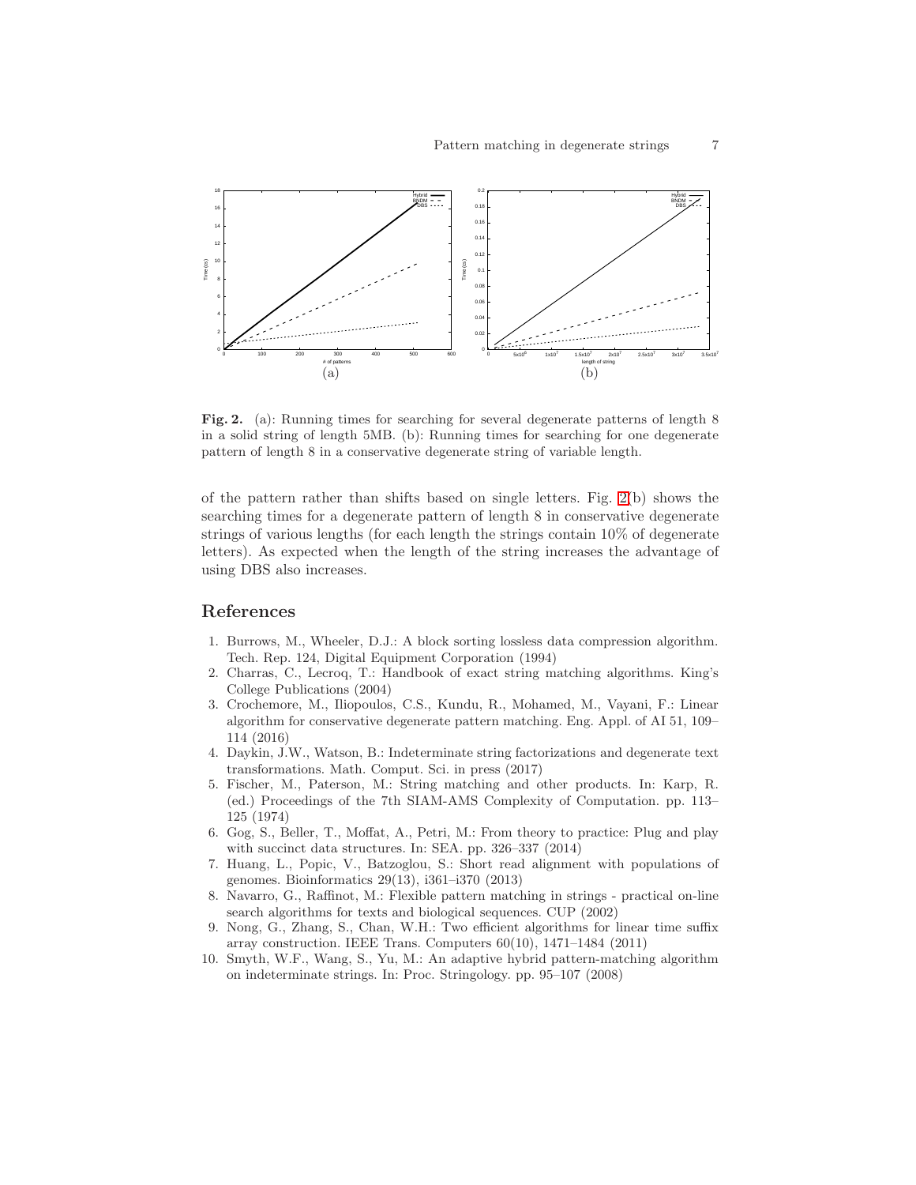18
16
14
12
10
8
6
4
2
0

Time (cs)

0 100 200 300 400 500 600

\# of patterns

Hybrid
BNDM
DBS

(a)

0.2
0.18
0.16
0.14
0.12
0.1
0.08
0.06
0.04
0.02
0

Time (cs)

0 5x10^6 1x10^7 1.5x10^7 2x10^7 2.5x10^7 3x10^7 3.5x10^7

length of string

Hybrid
BNDM
DBS

(b)

**Fig. 2.** (a): Running times for searching for several degenerate patterns of length 8 in a solid string of length 5MB. (b): Running times for searching for one degenerate pattern of length 8 in a conservative degenerate string of variable length.

of the pattern rather than shifts based on single letters. Fig. 2(b) shows the searching times for a degenerate pattern of length 8 in conservative degenerate strings of various lengths (for each length the strings contain 10% of degenerate letters). As expected when the length of the string increases the advantage of using DBS also increases.

## References

1. Burrows, M., Wheeler, D.J.: A block sorting lossless data compression algorithm. Tech. Rep. 124, Digital Equipment Corporation (1994)
2. Charras, C., Lecroq, T.: Handbook of exact string matching algorithms. King's College Publications (2004)
3. Crochemore, M., Iliopoulos, C.S., Kundu, R., Mohamed, M., Vayani, F.: Linear algorithm for conservative degenerate pattern matching. Eng. Appl. of AI 51, 109–114 (2016)
4. Daykin, J.W., Watson, B.: Indeterminate string factorizations and degenerate text transformations. Math. Comput. Sci. in press (2017)
5. Fischer, M., Paterson, M.: String matching and other products. In: Karp, R. (ed.) Proceedings of the 7th SIAM-AMS Complexity of Computation. pp. 113–125 (1974)
6. Gog, S., Beller, T., Moffat, A., Petri, M.: From theory to practice: Plug and play with succinct data structures. In: SEA. pp. 326–337 (2014)
7. Huang, L., Popic, V., Batzoglou, S.: Short read alignment with populations of genomes. Bioinformatics 29(13), i361–i370 (2013)
8. Navarro, G., Raffinot, M.: Flexible pattern matching in strings - practical on-line search algorithms for texts and biological sequences. CUP (2002)
9. Nong, G., Zhang, S., Chan, W.H.: Two efficient algorithms for linear time suffix array construction. IEEE Trans. Computers 60(10), 1471–1484 (2011)
10. Smyth, W.F., Wang, S., Yu, M.: An adaptive hybrid pattern-matching algorithm on indeterminate strings. In: Proc. Stringology. pp. 95–107 (2008)